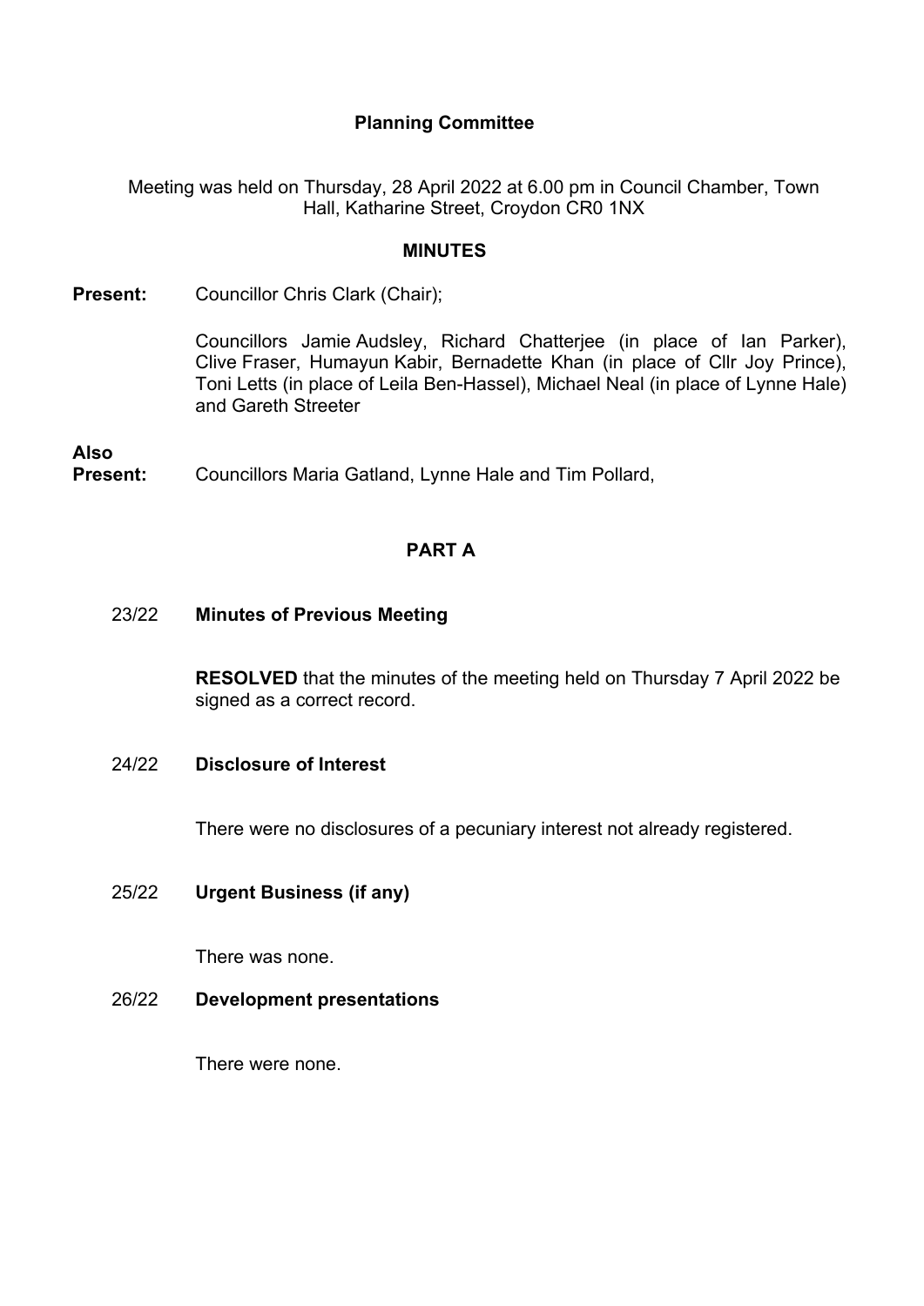# Planning Committee

Meeting was held on Thursday, 28 April 2022 at 6.00 pm in Council Chamber, Town Hall, Katharine Street, Croydon CR0 1NX

## MINUTES

**Present:** Councillor Chris Clark (Chair);

Councillors Jamie Audsley, Richard Chatterjee (in place of Ian Parker), Clive Fraser, Humayun Kabir, Bernadette Khan (in place of Cllr Joy Prince), Toni Letts (in place of Leila Ben-Hassel), Michael Neal (in place of Lynne Hale) and Gareth Streeter

**Also Present:** Councillors Maria Gatland, Lynne Hale and Tim Pollard,

## PART A

### 23/22 Minutes of Previous Meeting

**RESOLVED** that the minutes of the meeting held on Thursday 7 April 2022 be signed as a correct record.

### 24/22 Disclosure of Interest

There were no disclosures of a pecuniary interest not already registered.

### 25/22 Urgent Business (if any)

There was none.

### 26/22 Development presentations

There were none.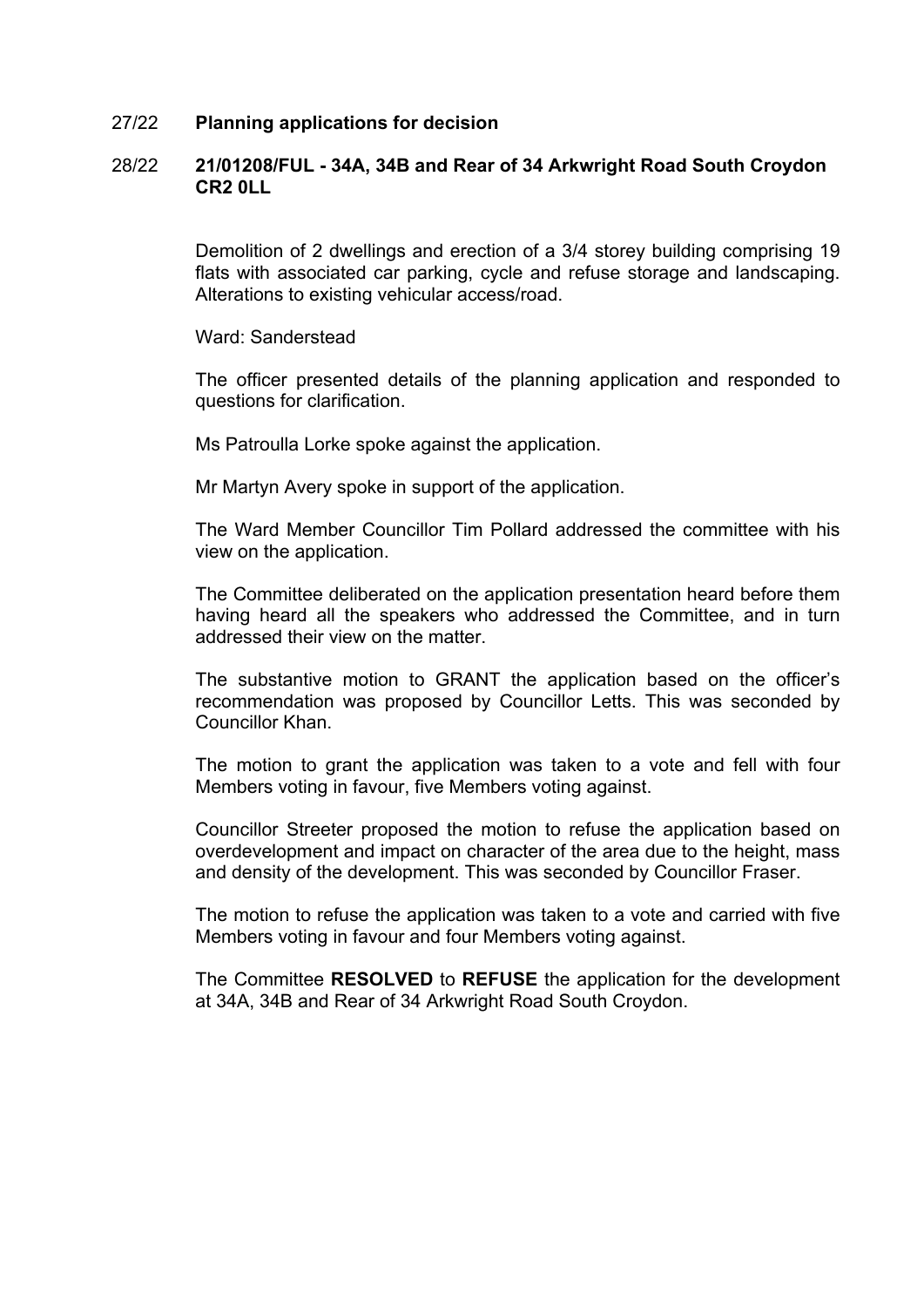27/22 **Planning applications for decision**

28/22 **21/01208/FUL - 34A, 34B and Rear of 34 Arkwright Road South Croydon CR2 0LL**

Demolition of 2 dwellings and erection of a 3/4 storey building comprising 19 flats with associated car parking, cycle and refuse storage and landscaping. Alterations to existing vehicular access/road.

Ward: Sanderstead

The officer presented details of the planning application and responded to questions for clarification.

Ms Patroulla Lorke spoke against the application.

Mr Martyn Avery spoke in support of the application.

The Ward Member Councillor Tim Pollard addressed the committee with his view on the application.

The Committee deliberated on the application presentation heard before them having heard all the speakers who addressed the Committee, and in turn addressed their view on the matter.

The substantive motion to GRANT the application based on the officer's recommendation was proposed by Councillor Letts. This was seconded by Councillor Khan.

The motion to grant the application was taken to a vote and fell with four Members voting in favour, five Members voting against.

Councillor Streeter proposed the motion to refuse the application based on overdevelopment and impact on character of the area due to the height, mass and density of the development. This was seconded by Councillor Fraser.

The motion to refuse the application was taken to a vote and carried with five Members voting in favour and four Members voting against.

The Committee **RESOLVED** to **REFUSE** the application for the development at 34A, 34B and Rear of 34 Arkwright Road South Croydon.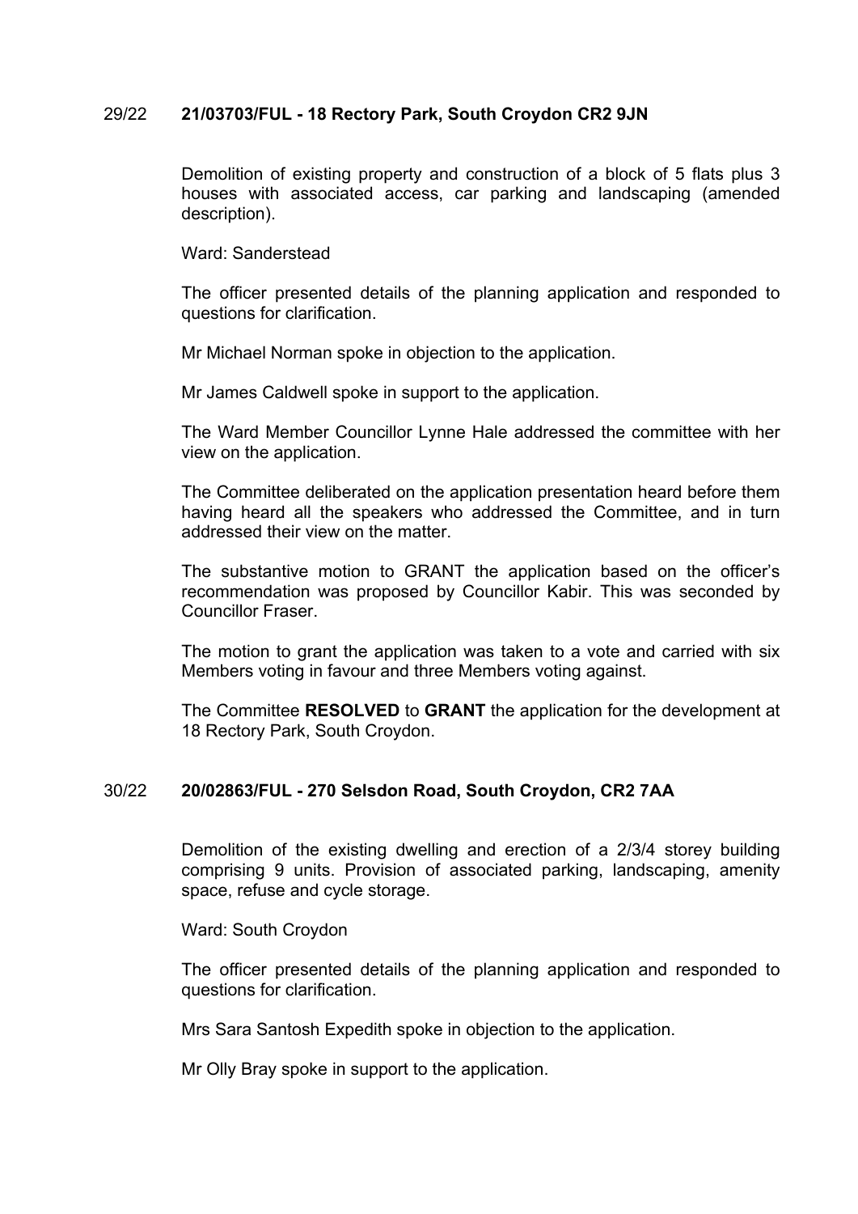## 29/22 **21/03703/FUL - 18 Rectory Park, South Croydon CR2 9JN**

Demolition of existing property and construction of a block of 5 flats plus 3 houses with associated access, car parking and landscaping (amended description).

Ward: Sanderstead

The officer presented details of the planning application and responded to questions for clarification.

Mr Michael Norman spoke in objection to the application.

Mr James Caldwell spoke in support to the application.

The Ward Member Councillor Lynne Hale addressed the committee with her view on the application.

The Committee deliberated on the application presentation heard before them having heard all the speakers who addressed the Committee, and in turn addressed their view on the matter.

The substantive motion to GRANT the application based on the officer's recommendation was proposed by Councillor Kabir. This was seconded by Councillor Fraser.

The motion to grant the application was taken to a vote and carried with six Members voting in favour and three Members voting against.

The Committee **RESOLVED** to **GRANT** the application for the development at 18 Rectory Park, South Croydon.

## 30/22 **20/02863/FUL - 270 Selsdon Road, South Croydon, CR2 7AA**

Demolition of the existing dwelling and erection of a 2/3/4 storey building comprising 9 units. Provision of associated parking, landscaping, amenity space, refuse and cycle storage.

Ward: South Croydon

The officer presented details of the planning application and responded to questions for clarification.

Mrs Sara Santosh Expedith spoke in objection to the application.

Mr Olly Bray spoke in support to the application.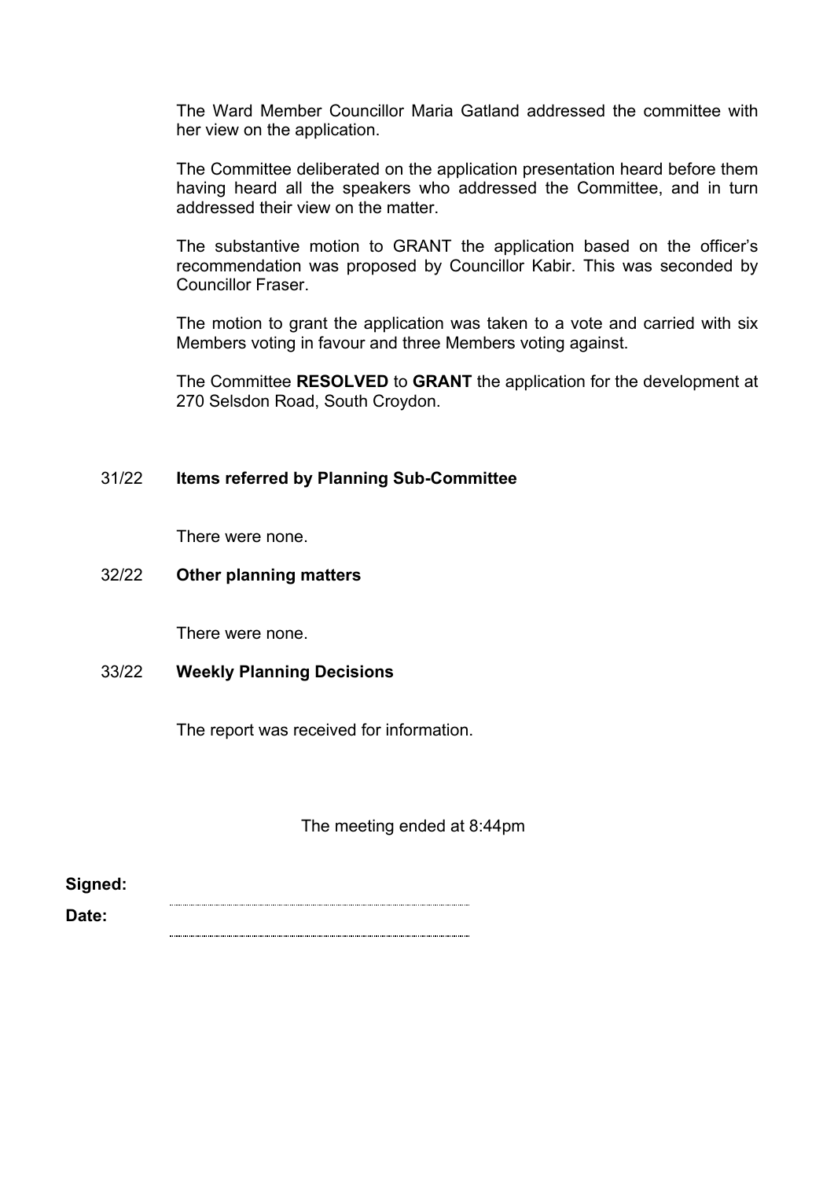The Ward Member Councillor Maria Gatland addressed the committee with her view on the application.

The Committee deliberated on the application presentation heard before them having heard all the speakers who addressed the Committee, and in turn addressed their view on the matter.

The substantive motion to GRANT the application based on the officer's recommendation was proposed by Councillor Kabir. This was seconded by Councillor Fraser.

The motion to grant the application was taken to a vote and carried with six Members voting in favour and three Members voting against.

The Committee **RESOLVED** to **GRANT** the application for the development at 270 Selsdon Road, South Croydon.

31/22 **Items referred by Planning Sub-Committee**

There were none.

32/22 **Other planning matters**

There were none.

33/22 **Weekly Planning Decisions**

The report was received for information.

The meeting ended at 8:44pm

**Signed:** ............................................................

**Date:** ............................................................